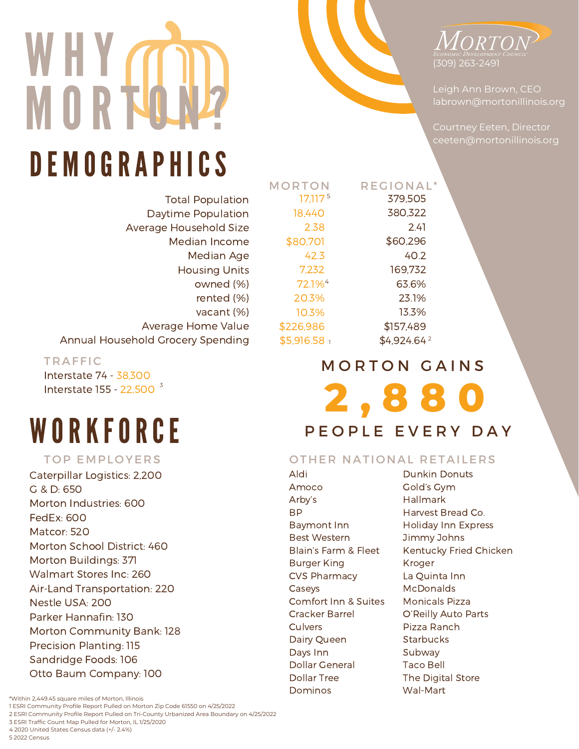# WHY MORTON?

**MORTON** Economic Development Council
(309) 263-2491

Leigh Ann Brown, CEO
labrown@mortonillinois.org

Courtney Eeten, Director
ceeten@mortonillinois.org

## DEMOGRAPHICS

| | MORTON | REGIONAL* |
|---|---|---|
| Total Population | 17,117 [5] | 379,505 |
| Daytime Population | 18,440 | 380,322 |
| Average Household Size | 2.38 | 2.41 |
| Median Income | $80,701 | $60,296 |
| Median Age | 42.3 | 40.2 |
| Housing Units | 7,232 | 169,732 |
| owned (%) | 72.1% [4] | 63.6% |
| rented (%) | 20.3% | 23.1% |
| vacant (%) | 10.3% | 13.3% |
| Average Home Value | $226,986 | $157,489 |
| Annual Household Grocery Spending | $5,916.58 [1] | $4,924.64 [2] |

### TRAFFIC

Interstate 74 - 38,300
Interstate 155 - 22,500 [3]

**MORTON GAINS 2,880 PEOPLE EVERY DAY**

## WORKFORCE

### TOP EMPLOYERS

- Caterpillar Logistics: 2,200
- G & D: 650
- Morton Industries: 600
- FedEx: 600
- Matcor: 520
- Morton School District: 460
- Morton Buildings: 371
- Walmart Stores Inc: 260
- Air-Land Transportation: 220
- Nestle USA: 200
- Parker Hannafin: 130
- Morton Community Bank: 128
- Precision Planting: 115
- Sandridge Foods: 106
- Otto Baum Company: 100

### OTHER NATIONAL RETAILERS

- Aldi
- Amoco
- Arby's
- BP
- Baymont Inn
- Best Western
- Blain's Farm & Fleet
- Burger King
- CVS Pharmacy
- Caseys
- Comfort Inn & Suites
- Cracker Barrel
- Culvers
- Dairy Queen
- Days Inn
- Dollar General
- Dollar Tree
- Dominos
- Dunkin Donuts
- Gold's Gym
- Hallmark
- Harvest Bread Co.
- Holiday Inn Express
- Jimmy Johns
- Kentucky Fried Chicken
- Kroger
- La Quinta Inn
- McDonalds
- Monicals Pizza
- O'Reilly Auto Parts
- Pizza Ranch
- Starbucks
- Subway
- Taco Bell
- The Digital Store
- Wal-Mart

*Within 2,449.45 square miles of Morton, Illinois
1 ESRI Community Profile Report Pulled on Morton Zip Code 61550 on 4/25/2022
2 ESRI Community Profile Report Pulled on Tri-County Urbanized Area Boundary on 4/25/2022
3 ESRI Traffic Count Map Pulled for Morton, IL 1/25/2020
4 2020 United States Census data (+/- 2.4%)
5 2022 Census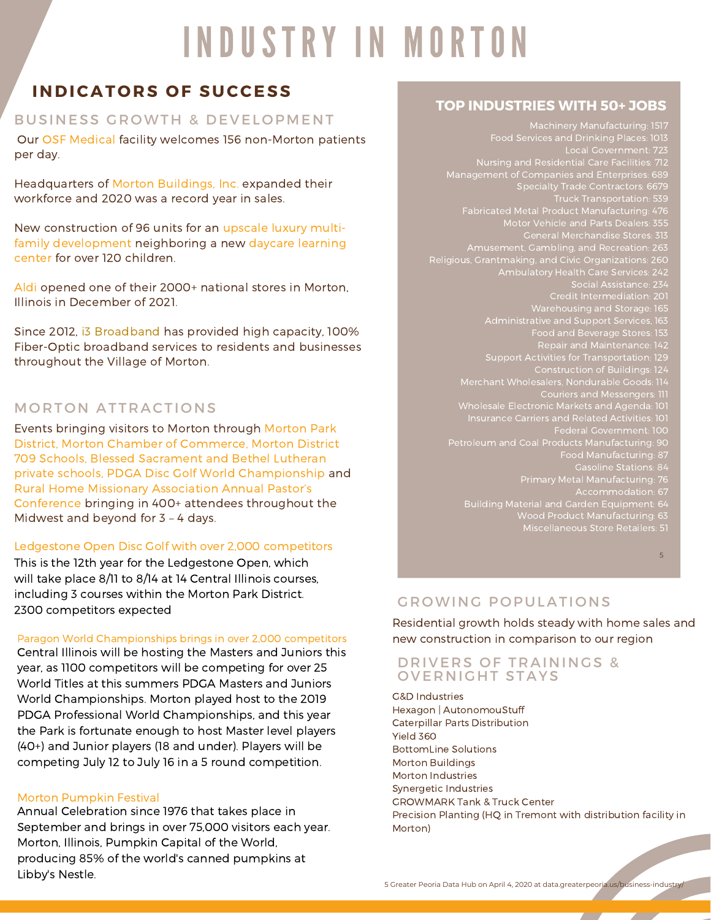# INDUSTRY IN MORTON

## INDICATORS OF SUCCESS

### BUSINESS GROWTH & DEVELOPMENT

Our OSF Medical facility welcomes 156 non-Morton patients per day.

Headquarters of Morton Buildings, Inc. expanded their workforce and 2020 was a record year in sales.

New construction of 96 units for an upscale luxury multi-family development neighboring a new daycare learning center for over 120 children.

Aldi opened one of their 2000+ national stores in Morton, Illinois in December of 2021.

Since 2012, i3 Broadband has provided high capacity, 100% Fiber-Optic broadband services to residents and businesses throughout the Village of Morton.

### MORTON ATTRACTIONS

Events bringing visitors to Morton through Morton Park District, Morton Chamber of Commerce, Morton District 709 Schools, Blessed Sacrament and Bethel Lutheran private schools, PDGA Disc Golf World Championship and Rural Home Missionary Association Annual Pastor's Conference bringing in 400+ attendees throughout the Midwest and beyond for 3 – 4 days.

**Ledgestone Open Disc Golf with over 2,000 competitors**

This is the 12th year for the Ledgestone Open, which will take place 8/11 to 8/14 at 14 Central Illinois courses, including 3 courses within the Morton Park District. 2300 competitors expected

**Paragon World Championships brings in over 2,000 competitors**

Central Illinois will be hosting the Masters and Juniors this year, as 1100 competitors will be competing for over 25 World Titles at this summers PDGA Masters and Juniors World Championships. Morton played host to the 2019 PDGA Professional World Championships, and this year the Park is fortunate enough to host Master level players (40+) and Junior players (18 and under). Players will be competing July 12 to July 16 in a 5 round competition.

**Morton Pumpkin Festival**

Annual Celebration since 1976 that takes place in September and brings in over 75,000 visitors each year. Morton, Illinois, Pumpkin Capital of the World, producing 85% of the world's canned pumpkins at Libby's Nestle.

### TOP INDUSTRIES WITH 50+ JOBS

Machinery Manufacturing: 1517
Food Services and Drinking Places: 1013
Local Government: 723
Nursing and Residential Care Facilities: 712
Management of Companies and Enterprises: 689
Specialty Trade Contractors: 6679
Truck Transportation: 539
Fabricated Metal Product Manufacturing: 476
Motor Vehicle and Parts Dealers: 355
General Merchandise Stores: 313
Amusement, Gambling, and Recreation: 263
Religious, Grantmaking, and Civic Organizations: 260
Ambulatory Health Care Services: 242
Social Assistance: 234
Credit Intermediation: 201
Warehousing and Storage: 165
Administrative and Support Services: 163
Food and Beverage Stores: 153
Repair and Maintenance: 142
Support Activities for Transportation: 129
Construction of Buildings: 124
Merchant Wholesalers, Nondurable Goods: 114
Couriers and Messengers: 111
Wholesale Electronic Markets and Agenda: 101
Insurance Carriers and Related Activities: 101
Federal Government: 100
Petroleum and Coal Products Manufacturing: 90
Food Manufacturing: 87
Gasoline Stations: 84
Primary Metal Manufacturing: 76
Accommodation: 67
Building Material and Garden Equipment: 64
Wood Product Manufacturing: 63
Miscellaneous Store Retailers: 51

[5]

### GROWING POPULATIONS

Residential growth holds steady with home sales and new construction in comparison to our region

### DRIVERS OF TRAININGS & OVERNIGHT STAYS

G&D Industries
Hexagon | AutonomouStuff
Caterpillar Parts Distribution
Yield 360
BottomLine Solutions
Morton Buildings
Morton Industries
Synergetic Industries
GROWMARK Tank & Truck Center
Precision Planting (HQ in Tremont with distribution facility in Morton)

5 Greater Peoria Data Hub on April 4, 2020 at data.greaterpeoria.us/business-industry/